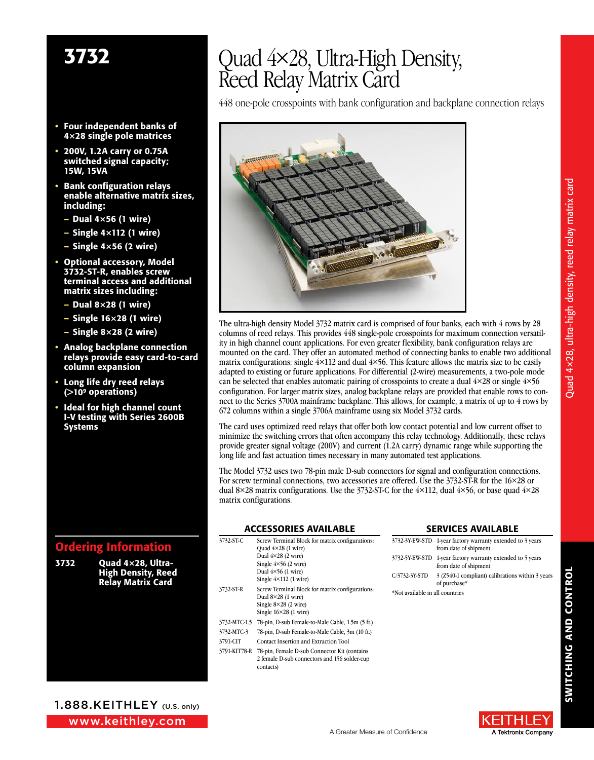# 3732

- **Four independent banks of 4×28 single pole matrices**
- **200V, 1.2A carry or 0.75A switched signal capacity; 15W, 15VA**
- **Bank configuration relays enable alternative matrix sizes, including:**
  - **Dual 4×56 (1 wire)**
  - **Single 4×112 (1 wire)**
  - **Single 4×56 (2 wire)**
- **Optional accessory, Model 3732-ST-R, enables screw terminal access and additional matrix sizes including:**
  - **Dual 8×28 (1 wire)**
  - **Single 16×28 (1 wire)**
  - **Single 8×28 (2 wire)**
- **Analog backplane connection relays provide easy card-to-card column expansion**
- **Long life dry reed relays (>10⁹ operations)**
- **Ideal for high channel count I-V testing with Series 2600B Systems**

## Quad 4×28, Ultra-High Density, Reed Relay Matrix Card

448 one-pole crosspoints with bank configuration and backplane connection relays

The ultra-high density Model 3732 matrix card is comprised of four banks, each with 4 rows by 28 columns of reed relays. This provides 448 single-pole crosspoints for maximum connection versatility in high channel count applications. For even greater flexibility, bank configuration relays are mounted on the card. They offer an automated method of connecting banks to enable two additional matrix configurations: single 4×112 and dual 4×56. This feature allows the matrix size to be easily adapted to existing or future applications. For differential (2-wire) measurements, a two-pole mode can be selected that enables automatic pairing of crosspoints to create a dual 4×28 or single 4×56 configuration. For larger matrix sizes, analog backplane relays are provided that enable rows to connect to the Series 3700A mainframe backplane. This allows, for example, a matrix of up to 4 rows by 672 columns within a single 3706A mainframe using six Model 3732 cards.

The card uses optimized reed relays that offer both low contact potential and low current offset to minimize the switching errors that often accompany this relay technology. Additionally, these relays provide greater signal voltage (200V) and current (1.2A carry) dynamic range while supporting the long life and fast actuation times necessary in many automated test applications.

The Model 3732 uses two 78-pin male D-sub connectors for signal and configuration connections. For screw terminal connections, two accessories are offered. Use the 3732-ST-R for the 16×28 or dual 8×28 matrix configurations. Use the 3732-ST-C for the 4×112, dual 4×56, or base quad 4×28 matrix configurations.

## Ordering Information

| | |
|---|---|
| **3732** | **Quad 4×28, Ultra-High Density, Reed Relay Matrix Card** |

### ACCESSORIES AVAILABLE

| | |
|---|---|
| 3732-ST-C | Screw Terminal Block for matrix configurations: Quad 4×28 (1 wire), Dual 4×28 (2 wire), Single 4×56 (2 wire), Dual 4×56 (1 wire), Single 4×112 (1 wire) |
| 3732-ST-R | Screw Terminal Block for matrix configurations: Dual 8×28 (1 wire), Single 8×28 (2 wire), Single 16×28 (1 wire) |
| 3732-MTC-1.5 | 78-pin, D-sub Female-to-Male Cable, 1.5m (5 ft.) |
| 3732-MTC-3 | 78-pin, D-sub Female-to-Male Cable, 3m (10 ft.) |
| 3791-CIT | Contact Insertion and Extraction Tool |
| 3791-KIT78-R | 78-pin, Female D-sub Connector Kit (contains 2 female D-sub connectors and 156 solder-cup contacts) |

### SERVICES AVAILABLE

| | |
|---|---|
| 3732-3Y-EW-STD | 1-year factory warranty extended to 3 years from date of shipment |
| 3732-5Y-EW-STD | 1-year factory warranty extended to 5 years from date of shipment |
| C/3732-3Y-STD | 3 (Z540-1 compliant) calibrations within 3 years of purchase* |

*Not available in all countries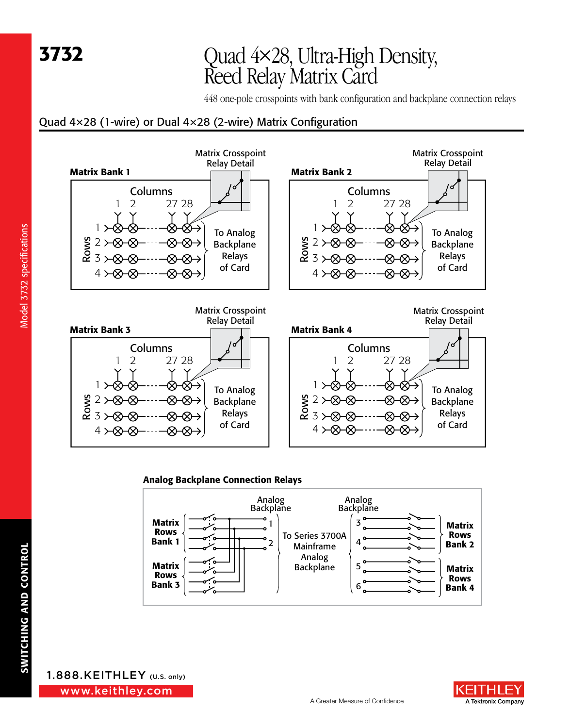# 3732

# Quad 4×28, Ultra-High Density, Reed Relay Matrix Card

448 one-pole crosspoints with bank configuration and backplane connection relays

## Quad 4×28 (1-wire) or Dual 4×28 (2-wire) Matrix Configuration

**Matrix Bank 1**

Matrix Crosspoint Relay Detail

Columns 1 2 27 28

Rows 1 2 3 4

To Analog Backplane Relays of Card

**Matrix Bank 2**

Matrix Crosspoint Relay Detail

Columns 1 2 27 28

Rows 1 2 3 4

To Analog Backplane Relays of Card

**Matrix Bank 3**

Matrix Crosspoint Relay Detail

Columns 1 2 27 28

Rows 1 2 3 4

To Analog Backplane Relays of Card

**Matrix Bank 4**

Matrix Crosspoint Relay Detail

Columns 1 2 27 28

Rows 1 2 3 4

To Analog Backplane Relays of Card

**Analog Backplane Connection Relays**

**Matrix Rows Bank 1**

**Matrix Rows Bank 3**

Analog Backplane 1 2

To Series 3700A Mainframe Analog Backplane

Analog Backplane 3 4 5 6

**Matrix Rows Bank 2**

**Matrix Rows Bank 4**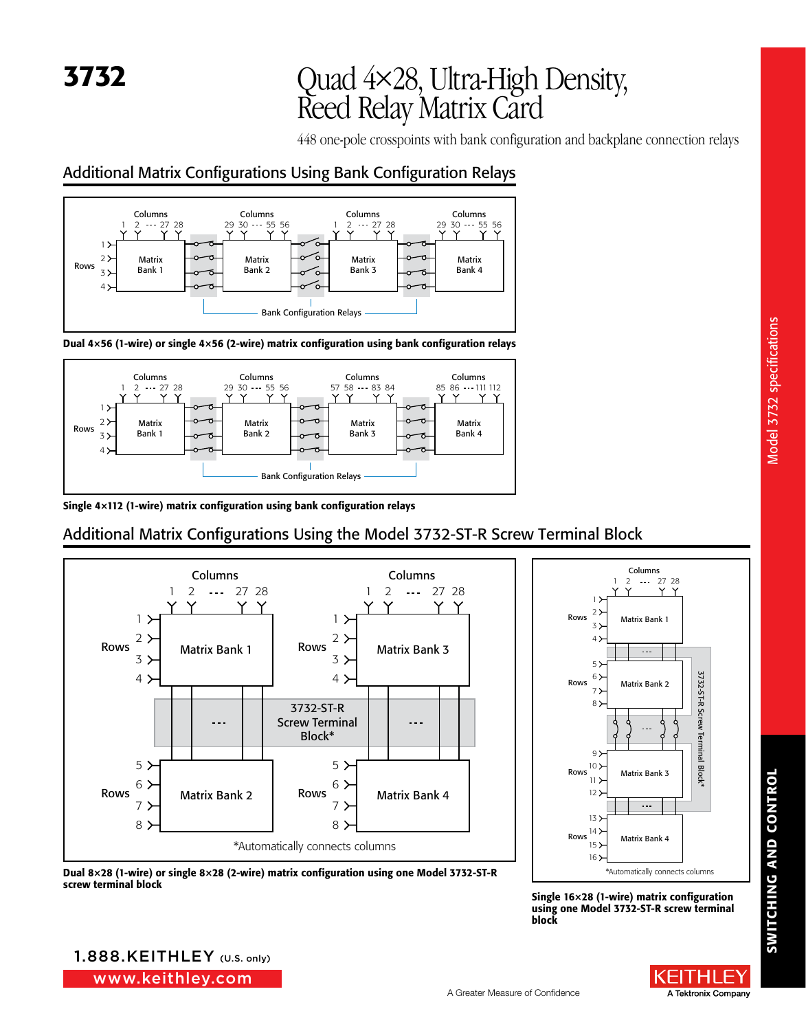# 3732

# Quad 4×28, Ultra-High Density, Reed Relay Matrix Card

448 one-pole crosspoints with bank configuration and backplane connection relays

## Additional Matrix Configurations Using Bank Configuration Relays

**Dual 4×56 (1-wire) or single 4×56 (2-wire) matrix configuration using bank configuration relays**

**Single 4×112 (1-wire) matrix configuration using bank configuration relays**

## Additional Matrix Configurations Using the Model 3732-ST-R Screw Terminal Block

*Automatically connects columns

**Dual 8×28 (1-wire) or single 8×28 (2-wire) matrix configuration using one Model 3732-ST-R screw terminal block**

*Automatically connects columns

**Single 16×28 (1-wire) matrix configuration using one Model 3732-ST-R screw terminal block**

1.888.KEITHLEY (U.S. only)

www.keithley.com

A Greater Measure of Confidence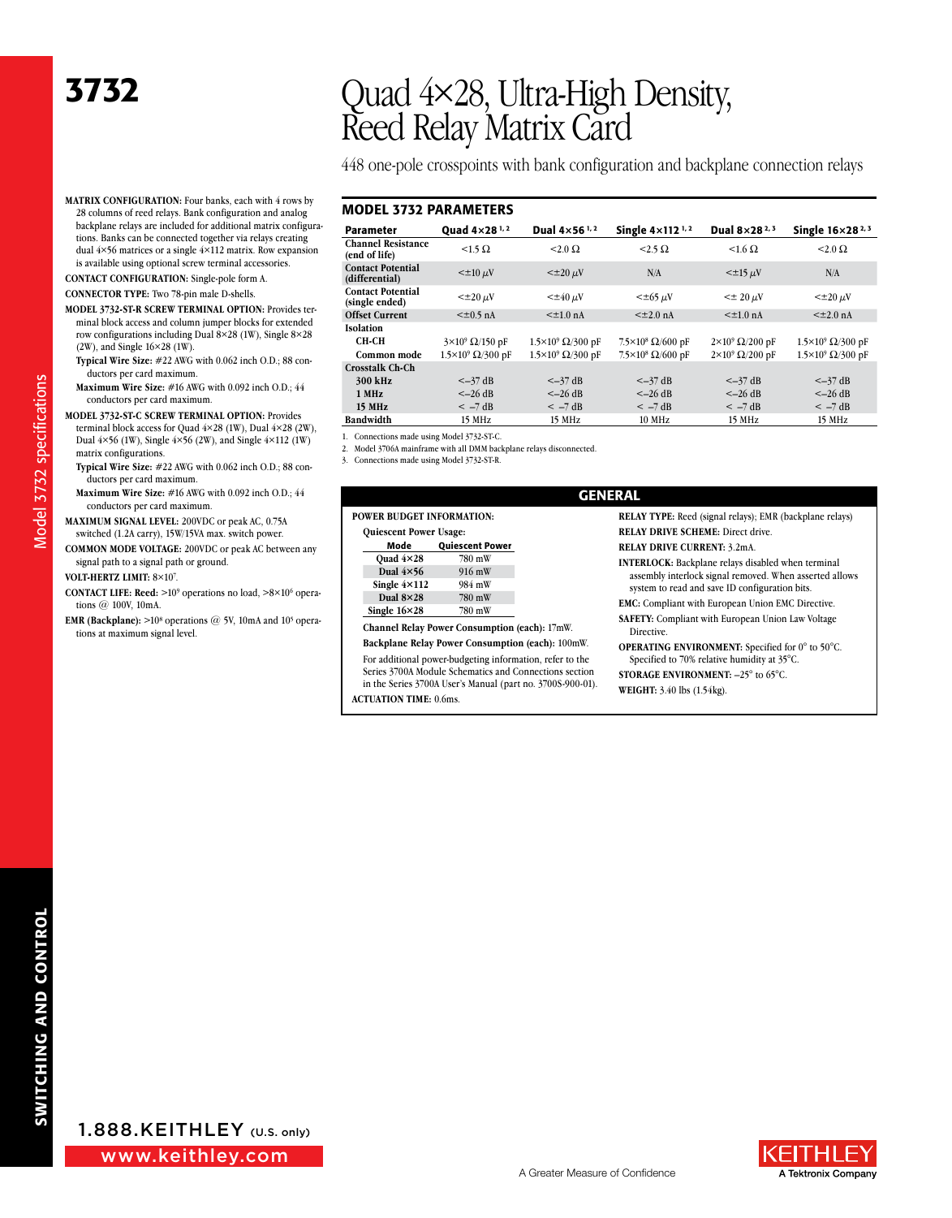# 3732

# Quad 4×28, Ultra-High Density, Reed Relay Matrix Card

448 one-pole crosspoints with bank configuration and backplane connection relays

**MATRIX CONFIGURATION:** Four banks, each with 4 rows by 28 columns of reed relays. Bank configuration and analog backplane relays are included for additional matrix configurations. Banks can be connected together via relays creating dual 4×56 matrices or a single 4×112 matrix. Row expansion is available using optional screw terminal accessories.

**CONTACT CONFIGURATION:** Single-pole form A.

**CONNECTOR TYPE:** Two 78-pin male D-shells.

**MODEL 3732-ST-R SCREW TERMINAL OPTION:** Provides terminal block access and column jumper blocks for extended row configurations including Dual 8×28 (1W), Single 8×28 (2W), and Single 16×28 (1W).

- **Typical Wire Size:** #22 AWG with 0.062 inch O.D.; 88 conductors per card maximum.
- **Maximum Wire Size:** #16 AWG with 0.092 inch O.D.; 44 conductors per card maximum.

**MODEL 3732-ST-C SCREW TERMINAL OPTION:** Provides terminal block access for Quad 4×28 (1W), Dual 4×28 (2W), Dual 4×56 (1W), Single 4×56 (2W), and Single 4×112 (1W) matrix configurations.

- **Typical Wire Size:** #22 AWG with 0.062 inch O.D.; 88 conductors per card maximum.
- **Maximum Wire Size:** #16 AWG with 0.092 inch O.D.; 44 conductors per card maximum.

**MAXIMUM SIGNAL LEVEL:** 200VDC or peak AC, 0.75A switched (1.2A carry), 15W/15VA max. switch power.

**COMMON MODE VOLTAGE:** 200VDC or peak AC between any signal path to a signal path or ground.

**VOLT-HERTZ LIMIT:** $8\times10^7$.

**CONTACT LIFE: Reed:** $>10^9$ operations no load, $>8\times10^6$ operations @ 100V, 10mA.

**EMR (Backplane):** $>10^8$ operations @ 5V, 10mA and $10^5$ operations at maximum signal level.

## MODEL 3732 PARAMETERS

| Parameter | Quad 4×28 [1,2] | Dual 4×56 [1,2] | Single 4×112 [1,2] | Dual 8×28 [2,3] | Single 16×28 [2,3] |
|---|---|---|---|---|---|
| Channel Resistance (end of life) | <1.5 Ω | <2.0 Ω | <2.5 Ω | <1.6 Ω | <2.0 Ω |
| Contact Potential (differential) | <±10 µV | <±20 µV | N/A | <±15 µV | N/A |
| Contact Potential (single ended) | <±20 µV | <±40 µV | <±65 µV | <± 20 µV | <±20 µV |
| Offset Current | <±0.5 nA | <±1.0 nA | <±2.0 nA | <±1.0 nA | <±2.0 nA |
| Isolation | | | | | |
| CH-CH | $3\times10^9$ Ω/150 pF | $1.5\times10^9$ Ω/300 pF | $7.5\times10^8$ Ω/600 pF | $2\times10^9$ Ω/200 pF | $1.5\times10^9$ Ω/300 pF |
| Common mode | $1.5\times10^9$ Ω/300 pF | $1.5\times10^9$ Ω/300 pF | $7.5\times10^8$ Ω/600 pF | $2\times10^9$ Ω/200 pF | $1.5\times10^9$ Ω/300 pF |
| Crosstalk Ch-Ch | | | | | |
| 300 kHz | <–37 dB | <–37 dB | <–37 dB | <–37 dB | <–37 dB |
| 1 MHz | <–26 dB | <–26 dB | <–26 dB | <–26 dB | <–26 dB |
| 15 MHz | < –7 dB | < –7 dB | < –7 dB | < –7 dB | < –7 dB |
| Bandwidth | 15 MHz | 15 MHz | 10 MHz | 15 MHz | 15 MHz |

1. Connections made using Model 3732-ST-C.
2. Model 3706A mainframe with all DMM backplane relays disconnected.
3. Connections made using Model 3732-ST-R.

## GENERAL

**POWER BUDGET INFORMATION:**

**Quiescent Power Usage:**

| Mode | Quiescent Power |
|---|---|
| Quad 4×28 | 780 mW |
| Dual 4×56 | 916 mW |
| Single 4×112 | 984 mW |
| Dual 8×28 | 780 mW |
| Single 16×28 | 780 mW |

**Channel Relay Power Consumption (each):** 17mW.

**Backplane Relay Power Consumption (each):** 100mW.

For additional power-budgeting information, refer to the Series 3700A Module Schematics and Connections section in the Series 3700A User's Manual (part no. 3700S-900-01).

**ACTUATION TIME:** 0.6ms.

**RELAY TYPE:** Reed (signal relays); EMR (backplane relays)

**RELAY DRIVE SCHEME:** Direct drive.

**RELAY DRIVE CURRENT:** 3.2mA.

**INTERLOCK:** Backplane relays disabled when terminal assembly interlock signal removed. When asserted allows system to read and save ID configuration bits.

**EMC:** Compliant with European Union EMC Directive.

**SAFETY:** Compliant with European Union Law Voltage Directive.

**OPERATING ENVIRONMENT:** Specified for 0° to 50°C. Specified to 70% relative humidity at 35°C.

**STORAGE ENVIRONMENT:** –25° to 65°C.

**WEIGHT:** 3.40 lbs (1.54kg).